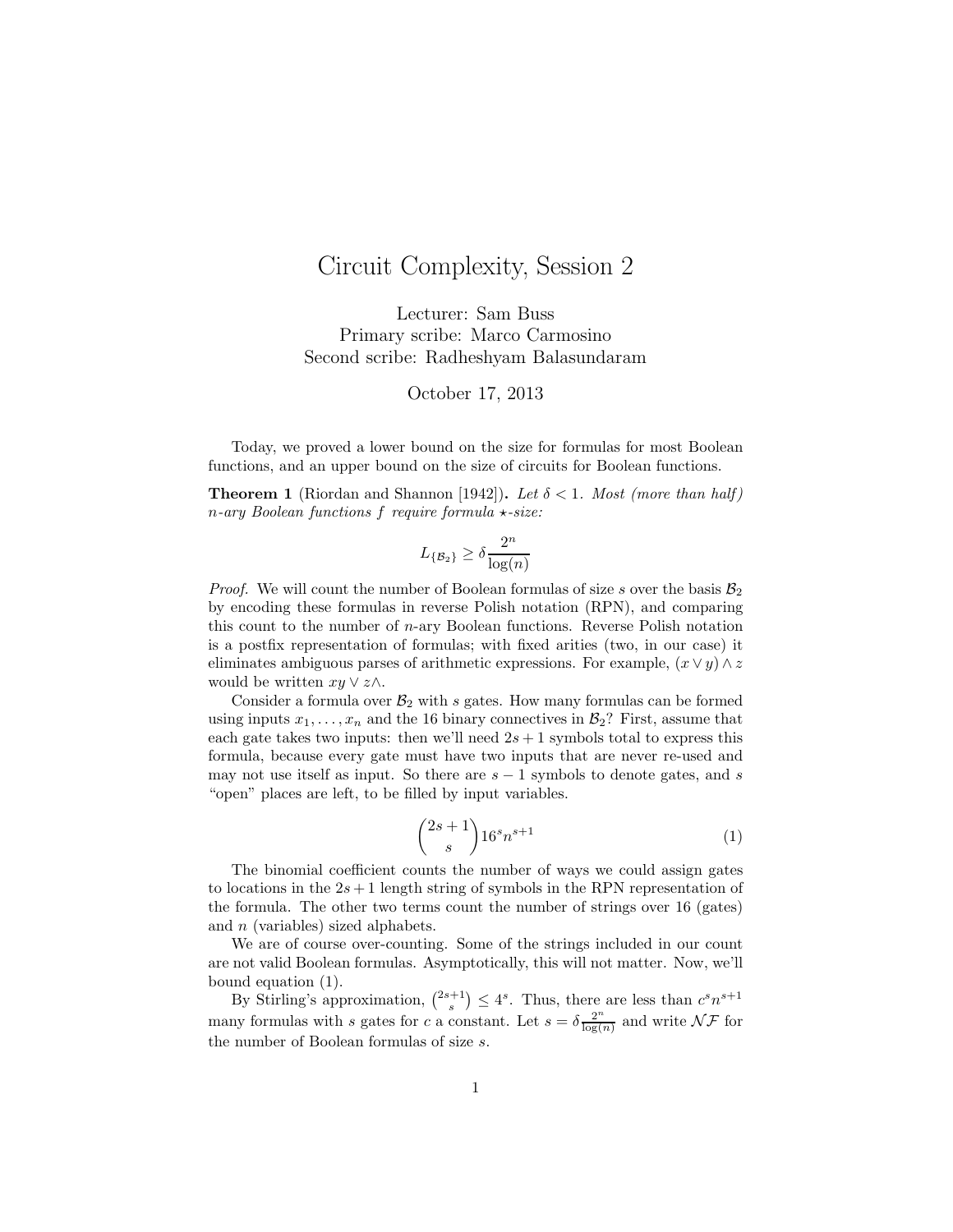# Circuit Complexity, Session 2

Lecturer: Sam Buss
Primary scribe: Marco Carmosino
Second scribe: Radheshyam Balasundaram

October 17, 2013

Today, we proved a lower bound on the size for formulas for most Boolean functions, and an upper bound on the size of circuits for Boolean functions.

**Theorem 1** (Riordan and Shannon [1942])**.** *Let $\delta < 1$. Most (more than half) $n$-ary Boolean functions $f$ require formula $\star$-size:*

$$L_{\{\mathcal{B}_2\}} \geq \delta \frac{2^n}{\log(n)}$$

*Proof.* We will count the number of Boolean formulas of size $s$ over the basis $\mathcal{B}_2$ by encoding these formulas in reverse Polish notation (RPN), and comparing this count to the number of $n$-ary Boolean functions. Reverse Polish notation is a postfix representation of formulas; with fixed arities (two, in our case) it eliminates ambiguous parses of arithmetic expressions. For example, $(x \vee y) \wedge z$ would be written $xy \vee z \wedge$.

Consider a formula over $\mathcal{B}_2$ with $s$ gates. How many formulas can be formed using inputs $x_1, \ldots, x_n$ and the 16 binary connectives in $\mathcal{B}_2$? First, assume that each gate takes two inputs: then we'll need $2s+1$ symbols total to express this formula, because every gate must have two inputs that are never re-used and may not use itself as input. So there are $s-1$ symbols to denote gates, and $s$ "open" places are left, to be filled by input variables.

$$\binom{2s+1}{s} 16^s n^{s+1} \tag{1}$$

The binomial coefficient counts the number of ways we could assign gates to locations in the $2s+1$ length string of symbols in the RPN representation of the formula. The other two terms count the number of strings over 16 (gates) and $n$ (variables) sized alphabets.

We are of course over-counting. Some of the strings included in our count are not valid Boolean formulas. Asymptotically, this will not matter. Now, we'll bound equation (1).

By Stirling's approximation, $\binom{2s+1}{s} \leq 4^s$. Thus, there are less than $c^s n^{s+1}$ many formulas with $s$ gates for $c$ a constant. Let $s = \delta \frac{2^n}{\log(n)}$ and write $\mathcal{NF}$ for the number of Boolean formulas of size $s$.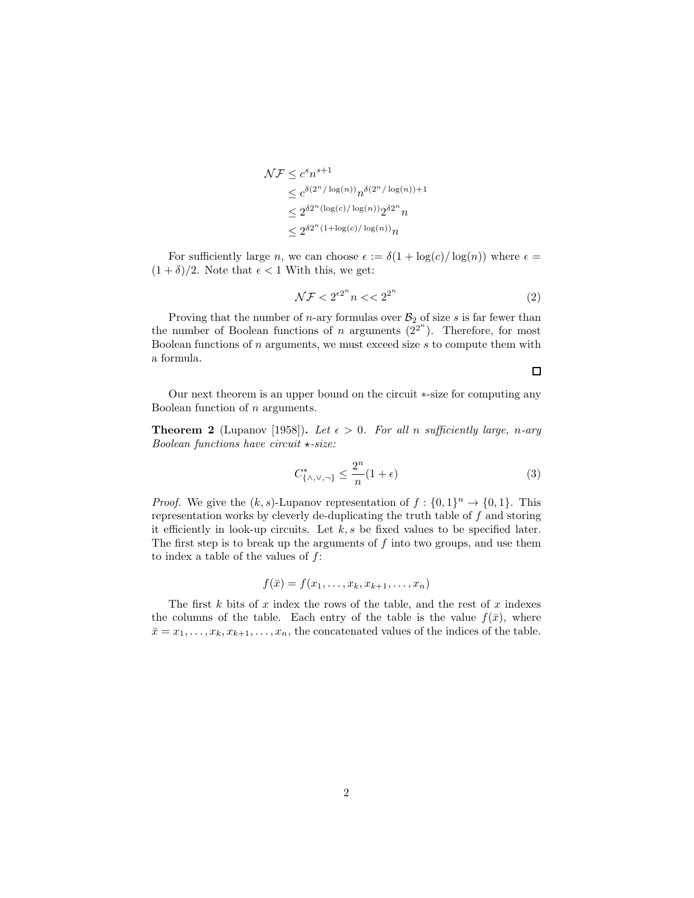$$
\begin{aligned}
\mathcal{NF} &\leq c^s n^{s+1} \\
&\leq c^{\delta(2^n/\log(n))} n^{\delta(2^n/\log(n))+1} \\
&\leq 2^{\delta 2^n(\log(c)/\log(n))} 2^{\delta 2^n} n \\
&\leq 2^{\delta 2^n(1+\log(c)/\log(n))} n
\end{aligned}
$$

For sufficiently large $n$, we can choose $\epsilon := \delta(1 + \log(c)/\log(n))$ where $\epsilon = (1+\delta)/2$. Note that $\epsilon < 1$ With this, we get:

$$
\mathcal{NF} < 2^{\epsilon 2^n} n << 2^{2^n} \tag{2}
$$

Proving that the number of $n$-ary formulas over $\mathcal{B}_2$ of size $s$ is far fewer than the number of Boolean functions of $n$ arguments ($2^{2^n}$). Therefore, for most Boolean functions of $n$ arguments, we must exceed size $s$ to compute them with a formula.

□

Our next theorem is an upper bound on the circuit $*$-size for computing any Boolean function of $n$ arguments.

**Theorem 2** (Lupanov [1958]). *Let $\epsilon > 0$. For all $n$ sufficiently large, $n$-ary Boolean functions have circuit $\star$-size:*

$$
C^*_{\{\wedge,\vee,\neg\}} \leq \frac{2^n}{n}(1+\epsilon) \tag{3}
$$

*Proof.* We give the $(k,s)$-Lupanov representation of $f : \{0,1\}^n \to \{0,1\}$. This representation works by cleverly de-duplicating the truth table of $f$ and storing it efficiently in look-up circuits. Let $k, s$ be fixed values to be specified later. The first step is to break up the arguments of $f$ into two groups, and use them to index a table of the values of $f$:

$$
f(\bar{x}) = f(x_1, \ldots, x_k, x_{k+1}, \ldots, x_n)
$$

The first $k$ bits of $x$ index the rows of the table, and the rest of $x$ indexes the columns of the table. Each entry of the table is the value $f(\bar{x})$, where $\bar{x} = x_1, \ldots, x_k, x_{k+1}, \ldots, x_n$, the concatenated values of the indices of the table.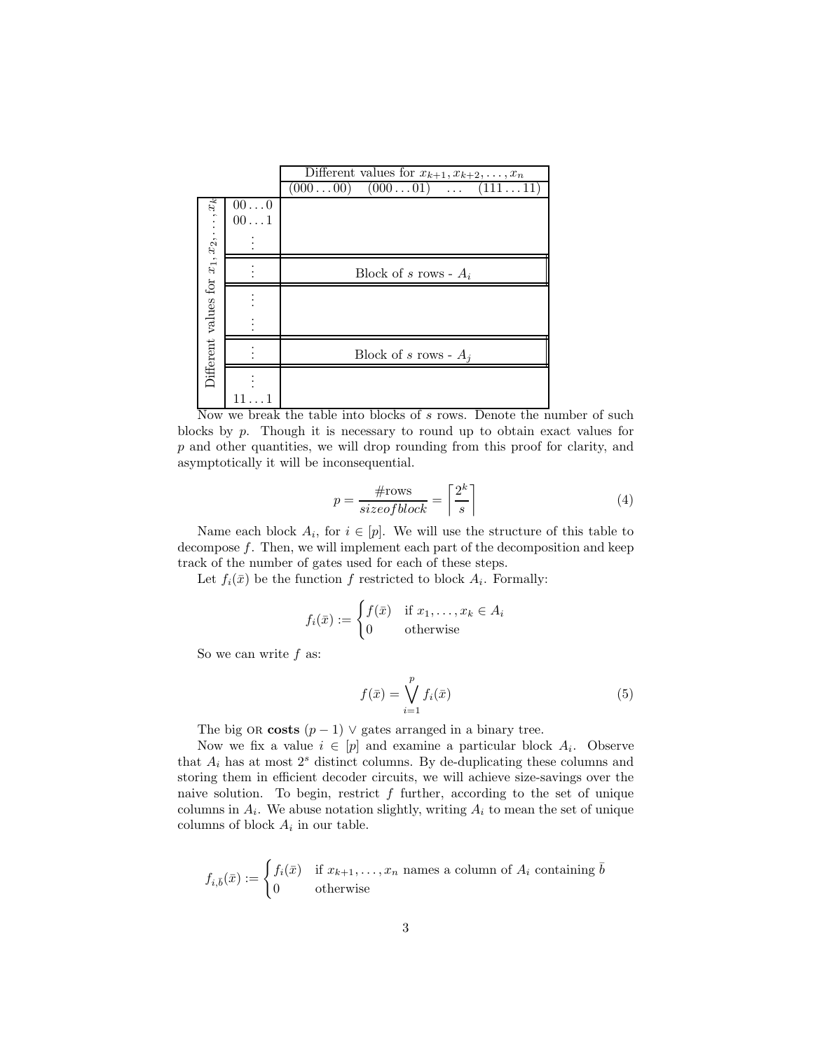| Different values for $x_1, x_2, \ldots, x_k$ | | Different values for $x_{k+1}, x_{k+2}, \ldots, x_n$ |
|---|---|---|
| | | $(000\ldots00)$ $(000\ldots01)$ $\ldots$ $(111\ldots11)$ |
| | $00\ldots0$ <br> $00\ldots1$ <br> $\vdots$ | |
| | $\vdots$ | Block of $s$ rows - $A_i$ |
| | $\vdots$ <br> $\vdots$ | |
| | $\vdots$ | Block of $s$ rows - $A_j$ |
| | $\vdots$ <br> $11\ldots1$ | |

Now we break the table into blocks of $s$ rows. Denote the number of such blocks by $p$. Though it is necessary to round up to obtain exact values for $p$ and other quantities, we will drop rounding from this proof for clarity, and asymptotically it will be inconsequential.

$$p = \frac{\#\text{rows}}{sizeofblock} = \left\lceil \frac{2^k}{s} \right\rceil \tag{4}$$

Name each block $A_i$, for $i \in [p]$. We will use the structure of this table to decompose $f$. Then, we will implement each part of the decomposition and keep track of the number of gates used for each of these steps.

Let $f_i(\bar{x})$ be the function $f$ restricted to block $A_i$. Formally:

$$f_i(\bar{x}) := \begin{cases} f(\bar{x}) & \text{if } x_1, \ldots, x_k \in A_i \\ 0 & \text{otherwise} \end{cases}$$

So we can write $f$ as:

$$f(\bar{x}) = \bigvee_{i=1}^{p} f_i(\bar{x}) \tag{5}$$

The big OR **costs** $(p-1)$ $\vee$ gates arranged in a binary tree.

Now we fix a value $i \in [p]$ and examine a particular block $A_i$. Observe that $A_i$ has at most $2^s$ distinct columns. By de-duplicating these columns and storing them in efficient decoder circuits, we will achieve size-savings over the naive solution. To begin, restrict $f$ further, according to the set of unique columns in $A_i$. We abuse notation slightly, writing $A_i$ to mean the set of unique columns of block $A_i$ in our table.

$$f_{i,\bar{b}}(\bar{x}) := \begin{cases} f_i(\bar{x}) & \text{if } x_{k+1}, \ldots, x_n \text{ names a column of } A_i \text{ containing } \bar{b} \\ 0 & \text{otherwise} \end{cases}$$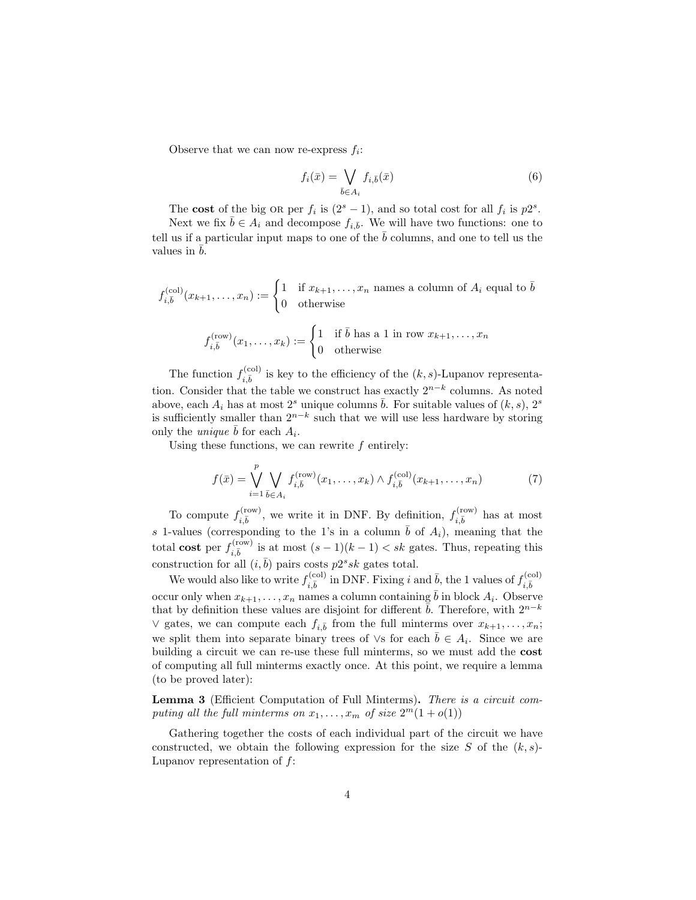Observe that we can now re-express $f_i$:

$$f_i(\bar{x}) = \bigvee_{\bar{b} \in A_i} f_{i,\bar{b}}(\bar{x}) \tag{6}$$

The **cost** of the big OR per $f_i$ is $(2^s - 1)$, and so total cost for all $f_i$ is $p2^s$.

Next we fix $\bar{b} \in A_i$ and decompose $f_{i,\bar{b}}$. We will have two functions: one to tell us if a particular input maps to one of the $\bar{b}$ columns, and one to tell us the values in $\bar{b}$.

$$f^{(\text{col})}_{i,\bar{b}}(x_{k+1}, \ldots, x_n) := \begin{cases} 1 & \text{if } x_{k+1}, \ldots, x_n \text{ names a column of } A_i \text{ equal to } \bar{b} \\ 0 & \text{otherwise} \end{cases}$$

$$f^{(\text{row})}_{i,\bar{b}}(x_1, \ldots, x_k) := \begin{cases} 1 & \text{if } \bar{b} \text{ has a 1 in row } x_{k+1}, \ldots, x_n \\ 0 & \text{otherwise} \end{cases}$$

The function $f^{(\text{col})}_{i,\bar{b}}$ is key to the efficiency of the $(k,s)$-Lupanov representation. Consider that the table we construct has exactly $2^{n-k}$ columns. As noted above, each $A_i$ has at most $2^s$ unique columns $\bar{b}$. For suitable values of $(k,s)$, $2^s$ is sufficiently smaller than $2^{n-k}$ such that we will use less hardware by storing only the *unique* $\bar{b}$ for each $A_i$.

Using these functions, we can rewrite $f$ entirely:

$$f(\bar{x}) = \bigvee_{i=1}^{p} \bigvee_{\bar{b} \in A_i} f^{(\text{row})}_{i,\bar{b}}(x_1, \ldots, x_k) \wedge f^{(\text{col})}_{i,\bar{b}}(x_{k+1}, \ldots, x_n) \tag{7}$$

To compute $f^{(\text{row})}_{i,\bar{b}}$, we write it in DNF. By definition, $f^{(\text{row})}_{i,\bar{b}}$ has at most $s$ 1-values (corresponding to the 1's in a column $\bar{b}$ of $A_i$), meaning that the total **cost** per $f^{(\text{row})}_{i,\bar{b}}$ is at most $(s-1)(k-1) < sk$ gates. Thus, repeating this construction for all $(i, \bar{b})$ pairs costs $p2^s sk$ gates total.

We would also like to write $f^{(\text{col})}_{i,\bar{b}}$ in DNF. Fixing $i$ and $\bar{b}$, the 1 values of $f^{(\text{col})}_{i,\bar{b}}$ occur only when $x_{k+1}, \ldots, x_n$ names a column containing $\bar{b}$ in block $A_i$. Observe that by definition these values are disjoint for different $\bar{b}$. Therefore, with $2^{n-k}$ $\vee$ gates, we can compute each $f_{i,\bar{b}}$ from the full minterms over $x_{k+1}, \ldots, x_n$; we split them into separate binary trees of $\vee$s for each $\bar{b} \in A_i$. Since we are building a circuit we can re-use these full minterms, so we must add the **cost** of computing all full minterms exactly once. At this point, we require a lemma (to be proved later):

**Lemma 3** (Efficient Computation of Full Minterms)**.** *There is a circuit computing all the full minterms on $x_1, \ldots, x_m$ of size $2^m(1 + o(1))$*

Gathering together the costs of each individual part of the circuit we have constructed, we obtain the following expression for the size $S$ of the $(k,s)$-Lupanov representation of $f$: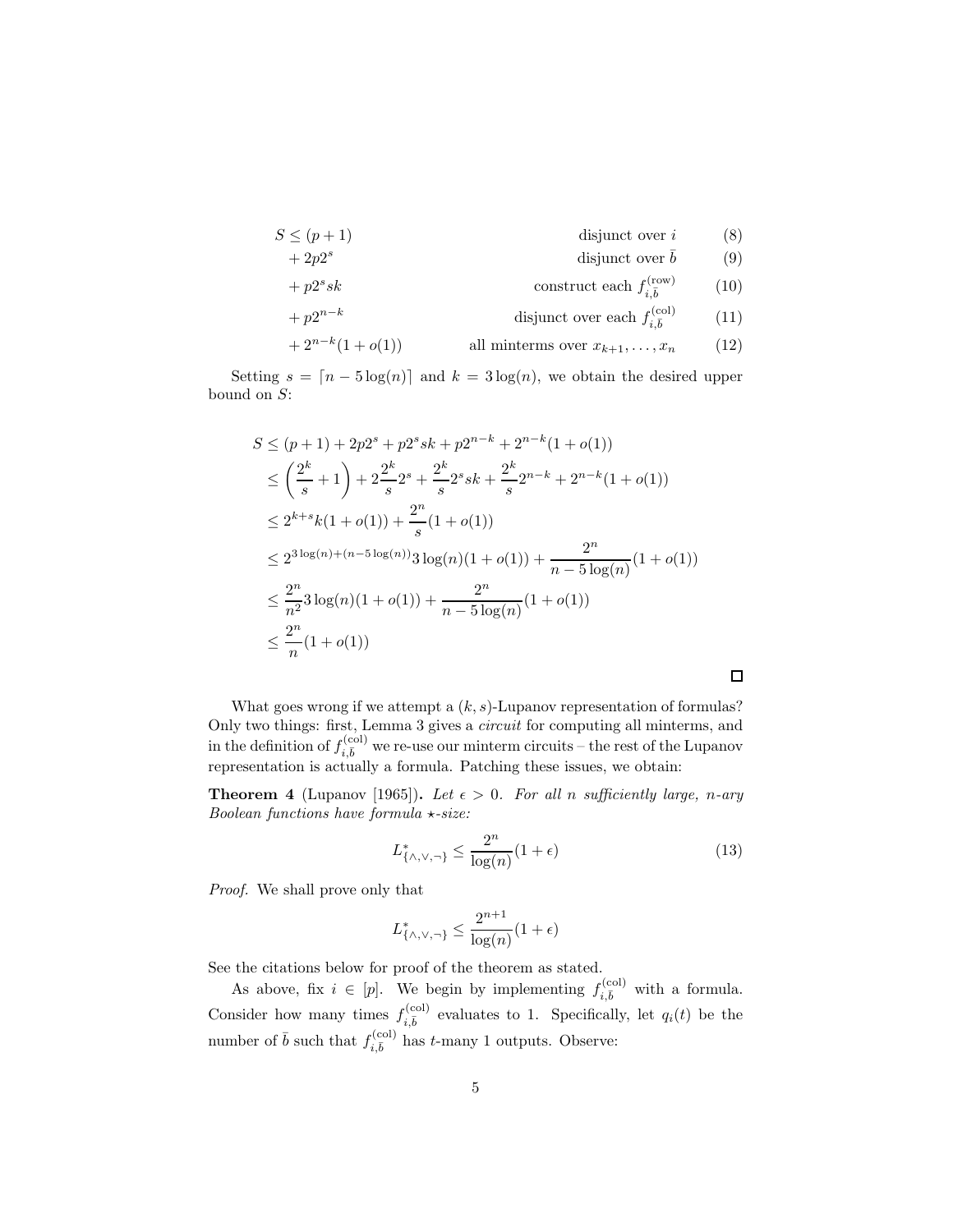$$
\begin{aligned}
S \leq\ & (p+1) && \text{disjunct over } i && (8)\\
& + 2p2^s && \text{disjunct over } \bar{b} && (9)\\
& + p2^s sk && \text{construct each } f^{(\text{row})}_{i,\bar{b}} && (10)\\
& + p2^{n-k} && \text{disjunct over each } f^{(\text{col})}_{i,\bar{b}} && (11)\\
& + 2^{n-k}(1+o(1)) && \text{all minterms over } x_{k+1},\ldots,x_n && (12)
\end{aligned}
$$

Setting $s = \lceil n - 5\log(n) \rceil$ and $k = 3\log(n)$, we obtain the desired upper bound on $S$:

$$
\begin{aligned}
S &\leq (p+1) + 2p2^s + p2^s sk + p2^{n-k} + 2^{n-k}(1+o(1))\\
&\leq \left(\frac{2^k}{s} + 1\right) + 2\frac{2^k}{s}2^s + \frac{2^k}{s}2^s sk + \frac{2^k}{s}2^{n-k} + 2^{n-k}(1+o(1))\\
&\leq 2^{k+s}k(1+o(1)) + \frac{2^n}{s}(1+o(1))\\
&\leq 2^{3\log(n)+(n-5\log(n))}3\log(n)(1+o(1)) + \frac{2^n}{n-5\log(n)}(1+o(1))\\
&\leq \frac{2^n}{n^2}3\log(n)(1+o(1)) + \frac{2^n}{n-5\log(n)}(1+o(1))\\
&\leq \frac{2^n}{n}(1+o(1))
\end{aligned}
$$

□

What goes wrong if we attempt a $(k,s)$-Lupanov representation of formulas? Only two things: first, Lemma 3 gives a *circuit* for computing all minterms, and in the definition of $f^{(\text{col})}_{i,\bar{b}}$ we re-use our minterm circuits – the rest of the Lupanov representation is actually a formula. Patching these issues, we obtain:

**Theorem 4** (Lupanov [1965]). *Let $\epsilon > 0$. For all $n$ sufficiently large, $n$-ary Boolean functions have formula $\star$-size:*

$$
L^*_{\{\wedge,\vee,\neg\}} \leq \frac{2^n}{\log(n)}(1+\epsilon) \tag{13}
$$

*Proof.* We shall prove only that

$$
L^*_{\{\wedge,\vee,\neg\}} \leq \frac{2^{n+1}}{\log(n)}(1+\epsilon)
$$

See the citations below for proof of the theorem as stated.

As above, fix $i \in [p]$. We begin by implementing $f^{(\text{col})}_{i,\bar{b}}$ with a formula. Consider how many times $f^{(\text{col})}_{i,\bar{b}}$ evaluates to 1. Specifically, let $q_i(t)$ be the number of $\bar{b}$ such that $f^{(\text{col})}_{i,\bar{b}}$ has $t$-many 1 outputs. Observe: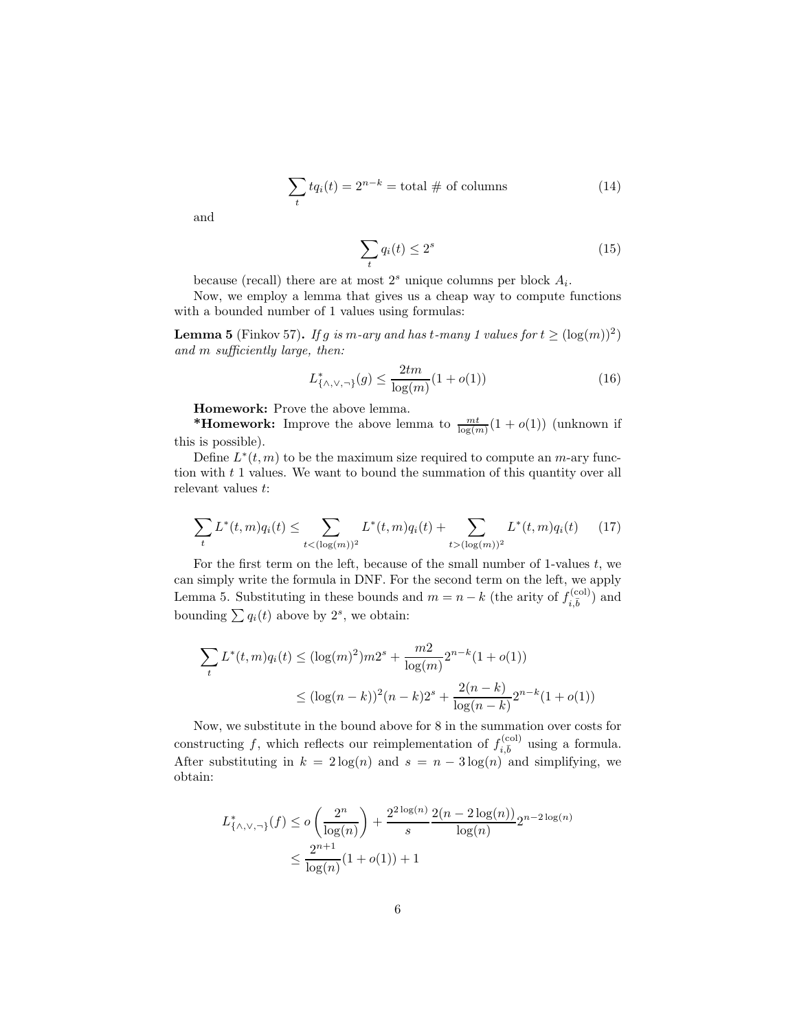$$\sum_t t q_i(t) = 2^{n-k} = \text{total \# of columns} \tag{14}$$

and

$$\sum_t q_i(t) \le 2^s \tag{15}$$

because (recall) there are at most $2^s$ unique columns per block $A_i$.

Now, we employ a lemma that gives us a cheap way to compute functions with a bounded number of 1 values using formulas:

**Lemma 5** (Finkov 57)**.** *If $g$ is $m$-ary and has $t$-many 1 values for $t \ge (\log(m))^2$) and $m$ sufficiently large, then:*

$$L^*_{\{\wedge,\vee,\neg\}}(g) \le \frac{2tm}{\log(m)}(1 + o(1)) \tag{16}$$

**Homework:** Prove the above lemma.

***Homework:** Improve the above lemma to $\frac{mt}{\log(m)}(1 + o(1))$ (unknown if this is possible).

Define $L^*(t, m)$ to be the maximum size required to compute an $m$-ary function with $t$ 1 values. We want to bound the summation of this quantity over all relevant values $t$:

$$\sum_t L^*(t, m) q_i(t) \le \sum_{t < (\log(m))^2} L^*(t, m) q_i(t) + \sum_{t > (\log(m))^2} L^*(t, m) q_i(t) \tag{17}$$

For the first term on the left, because of the small number of 1-values $t$, we can simply write the formula in DNF. For the second term on the left, we apply Lemma 5. Substituting in these bounds and $m = n - k$ (the arity of $f^{(\mathrm{col})}_{i,\bar{b}}$) and bounding $\sum q_i(t)$ above by $2^s$, we obtain:

$$\begin{aligned}
\sum_t L^*(t, m) q_i(t) &\le (\log(m)^2) m 2^s + \frac{m2}{\log(m)} 2^{n-k}(1 + o(1)) \\
&\le (\log(n-k))^2 (n-k) 2^s + \frac{2(n-k)}{\log(n-k)} 2^{n-k}(1 + o(1))
\end{aligned}$$

Now, we substitute in the bound above for 8 in the summation over costs for constructing $f$, which reflects our reimplementation of $f^{(\mathrm{col})}_{i,\bar{b}}$ using a formula. After substituting in $k = 2\log(n)$ and $s = n - 3\log(n)$ and simplifying, we obtain:

$$\begin{aligned}
L^*_{\{\wedge,\vee,\neg\}}(f) &\le o\left(\frac{2^n}{\log(n)}\right) + \frac{2^{2\log(n)}}{s} \frac{2(n - 2\log(n))}{\log(n)} 2^{n-2\log(n)} \\
&\le \frac{2^{n+1}}{\log(n)}(1 + o(1)) + 1
\end{aligned}$$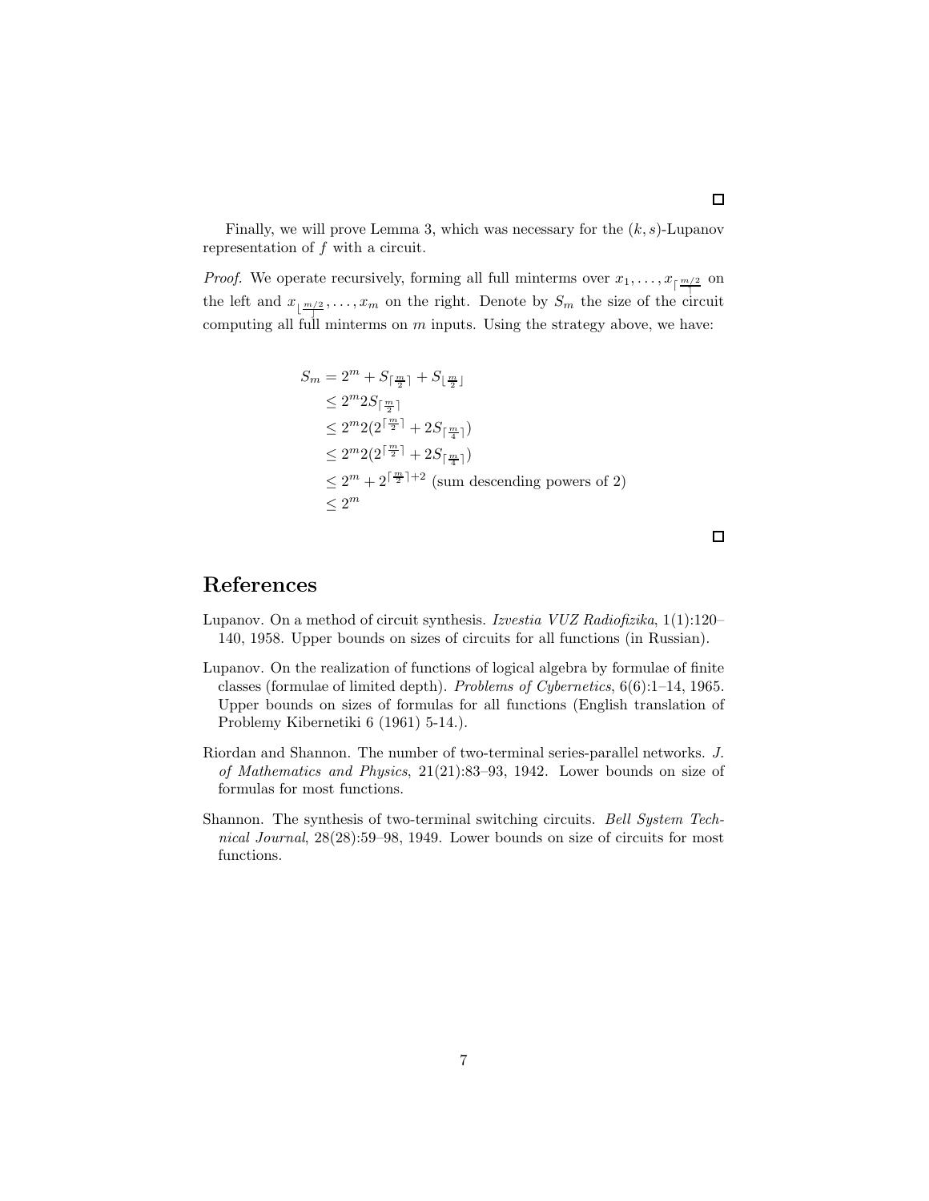□

Finally, we will prove Lemma 3, which was necessary for the $(k, s)$-Lupanov representation of $f$ with a circuit.

*Proof.* We operate recursively, forming all full minterms over $x_1, \ldots, x_{\lceil \frac{m/2}{} \rceil}$ on the left and $x_{\lfloor \frac{m/2}{} \rfloor}, \ldots, x_m$ on the right. Denote by $S_m$ the size of the circuit computing all full minterms on $m$ inputs. Using the strategy above, we have:

$$
\begin{aligned}
S_m &= 2^m + S_{\lceil \frac{m}{2} \rceil} + S_{\lfloor \frac{m}{2} \rfloor} \\
&\leq 2^m 2 S_{\lceil \frac{m}{2} \rceil} \\
&\leq 2^m 2(2^{\lceil \frac{m}{2} \rceil} + 2 S_{\lceil \frac{m}{4} \rceil}) \\
&\leq 2^m 2(2^{\lceil \frac{m}{2} \rceil} + 2 S_{\lceil \frac{m}{4} \rceil}) \\
&\leq 2^m + 2^{\lceil \frac{m}{2} \rceil + 2} \text{ (sum descending powers of 2)} \\
&\leq 2^m
\end{aligned}
$$

□

## References

Lupanov. On a method of circuit synthesis. *Izvestia VUZ Radiofizika*, 1(1):120–140, 1958. Upper bounds on sizes of circuits for all functions (in Russian).

Lupanov. On the realization of functions of logical algebra by formulae of finite classes (formulae of limited depth). *Problems of Cybernetics*, 6(6):1–14, 1965. Upper bounds on sizes of formulas for all functions (English translation of Problemy Kibernetiki 6 (1961) 5-14.).

Riordan and Shannon. The number of two-terminal series-parallel networks. *J. of Mathematics and Physics*, 21(21):83–93, 1942. Lower bounds on size of formulas for most functions.

Shannon. The synthesis of two-terminal switching circuits. *Bell System Technical Journal*, 28(28):59–98, 1949. Lower bounds on size of circuits for most functions.